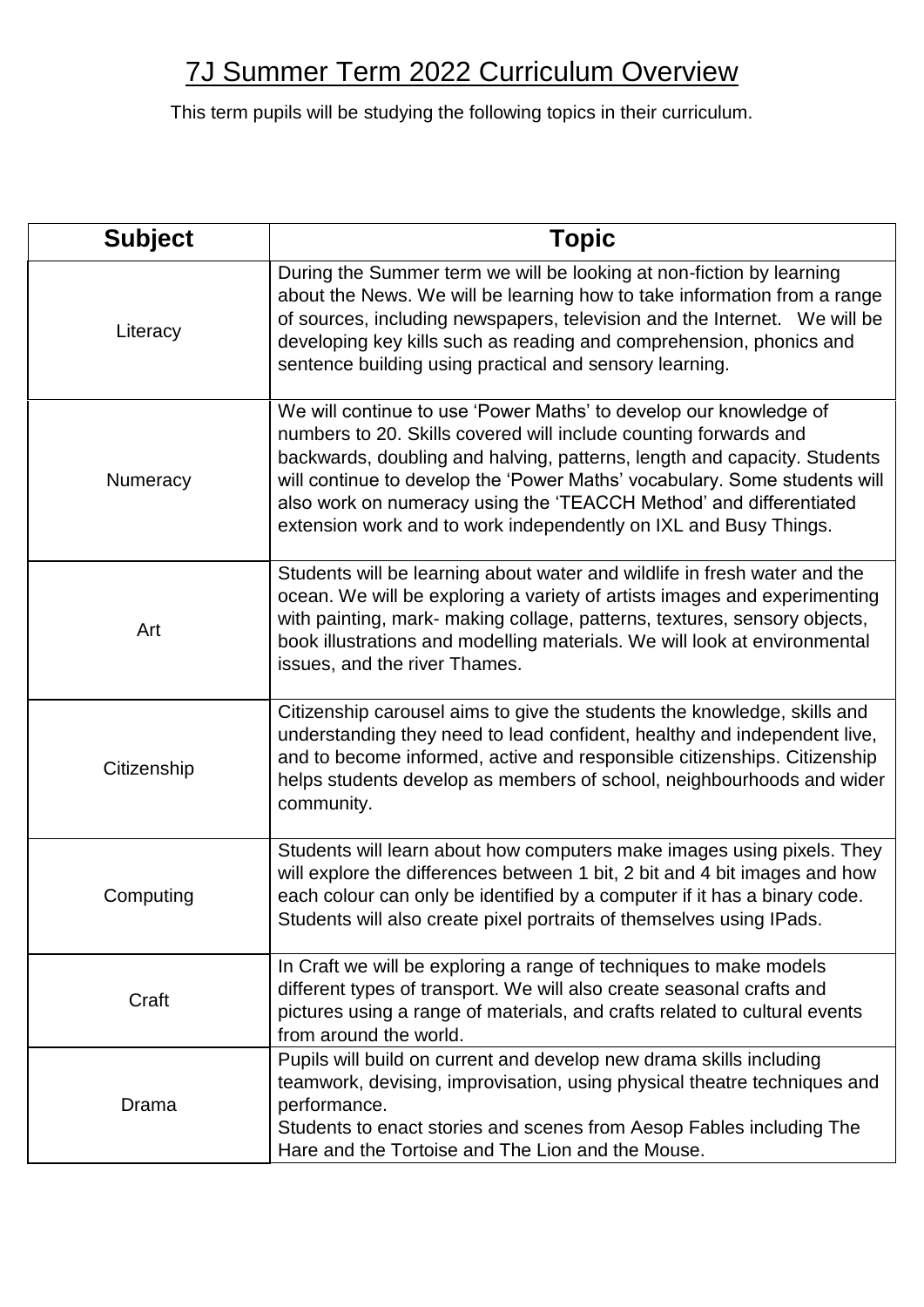# 7J Summer Term 2022 Curriculum Overview

This term pupils will be studying the following topics in their curriculum.

| Subject | Topic |
|---|---|
| Literacy | During the Summer term we will be looking at non-fiction by learning about the News. We will be learning how to take information from a range of sources, including newspapers, television and the Internet. We will be developing key kills such as reading and comprehension, phonics and sentence building using practical and sensory learning. |
| Numeracy | We will continue to use 'Power Maths' to develop our knowledge of numbers to 20. Skills covered will include counting forwards and backwards, doubling and halving, patterns, length and capacity. Students will continue to develop the 'Power Maths' vocabulary. Some students will also work on numeracy using the 'TEACCH Method' and differentiated extension work and to work independently on IXL and Busy Things. |
| Art | Students will be learning about water and wildlife in fresh water and the ocean. We will be exploring a variety of artists images and experimenting with painting, mark- making collage, patterns, textures, sensory objects, book illustrations and modelling materials. We will look at environmental issues, and the river Thames. |
| Citizenship | Citizenship carousel aims to give the students the knowledge, skills and understanding they need to lead confident, healthy and independent live, and to become informed, active and responsible citizenships. Citizenship helps students develop as members of school, neighbourhoods and wider community. |
| Computing | Students will learn about how computers make images using pixels. They will explore the differences between 1 bit, 2 bit and 4 bit images and how each colour can only be identified by a computer if it has a binary code. Students will also create pixel portraits of themselves using IPads. |
| Craft | In Craft we will be exploring a range of techniques to make models different types of transport. We will also create seasonal crafts and pictures using a range of materials, and crafts related to cultural events from around the world. |
| Drama | Pupils will build on current and develop new drama skills including teamwork, devising, improvisation, using physical theatre techniques and performance.<br>Students to enact stories and scenes from Aesop Fables including The Hare and the Tortoise and The Lion and the Mouse. |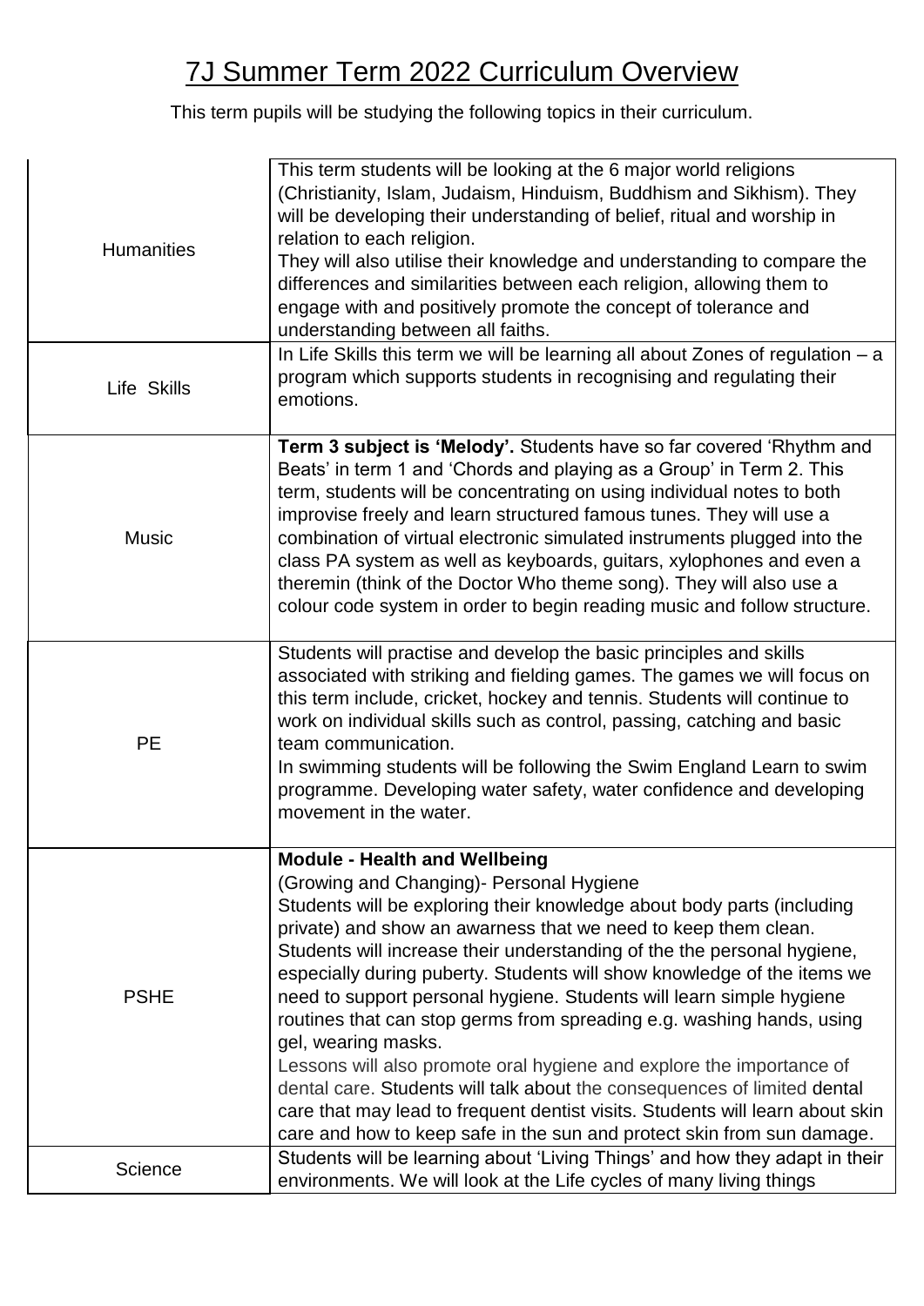# 7J Summer Term 2022 Curriculum Overview

This term pupils will be studying the following topics in their curriculum.

| Subject | Overview |
|---|---|
| Humanities | This term students will be looking at the 6 major world religions (Christianity, Islam, Judaism, Hinduism, Buddhism and Sikhism). They will be developing their understanding of belief, ritual and worship in relation to each religion.<br>They will also utilise their knowledge and understanding to compare the differences and similarities between each religion, allowing them to engage with and positively promote the concept of tolerance and understanding between all faiths. |
| Life Skills | In Life Skills this term we will be learning all about Zones of regulation – a program which supports students in recognising and regulating their emotions. |
| Music | **Term 3 subject is 'Melody'.** Students have so far covered 'Rhythm and Beats' in term 1 and 'Chords and playing as a Group' in Term 2. This term, students will be concentrating on using individual notes to both improvise freely and learn structured famous tunes. They will use a combination of virtual electronic simulated instruments plugged into the class PA system as well as keyboards, guitars, xylophones and even a theremin (think of the Doctor Who theme song). They will also use a colour code system in order to begin reading music and follow structure. |
| PE | Students will practise and develop the basic principles and skills associated with striking and fielding games. The games we will focus on this term include, cricket, hockey and tennis. Students will continue to work on individual skills such as control, passing, catching and basic team communication.<br>In swimming students will be following the Swim England Learn to swim programme. Developing water safety, water confidence and developing movement in the water. |
| PSHE | **Module - Health and Wellbeing**<br>(Growing and Changing)- Personal Hygiene<br>Students will be exploring their knowledge about body parts (including private) and show an awarness that we need to keep them clean. Students will increase their understanding of the the personal hygiene, especially during puberty. Students will show knowledge of the items we need to support personal hygiene. Students will learn simple hygiene routines that can stop germs from spreading e.g. washing hands, using gel, wearing masks.<br>Lessons will also promote oral hygiene and explore the importance of dental care. Students will talk about the consequences of limited dental care that may lead to frequent dentist visits. Students will learn about skin care and how to keep safe in the sun and protect skin from sun damage. |
| Science | Students will be learning about 'Living Things' and how they adapt in their environments. We will look at the Life cycles of many living things |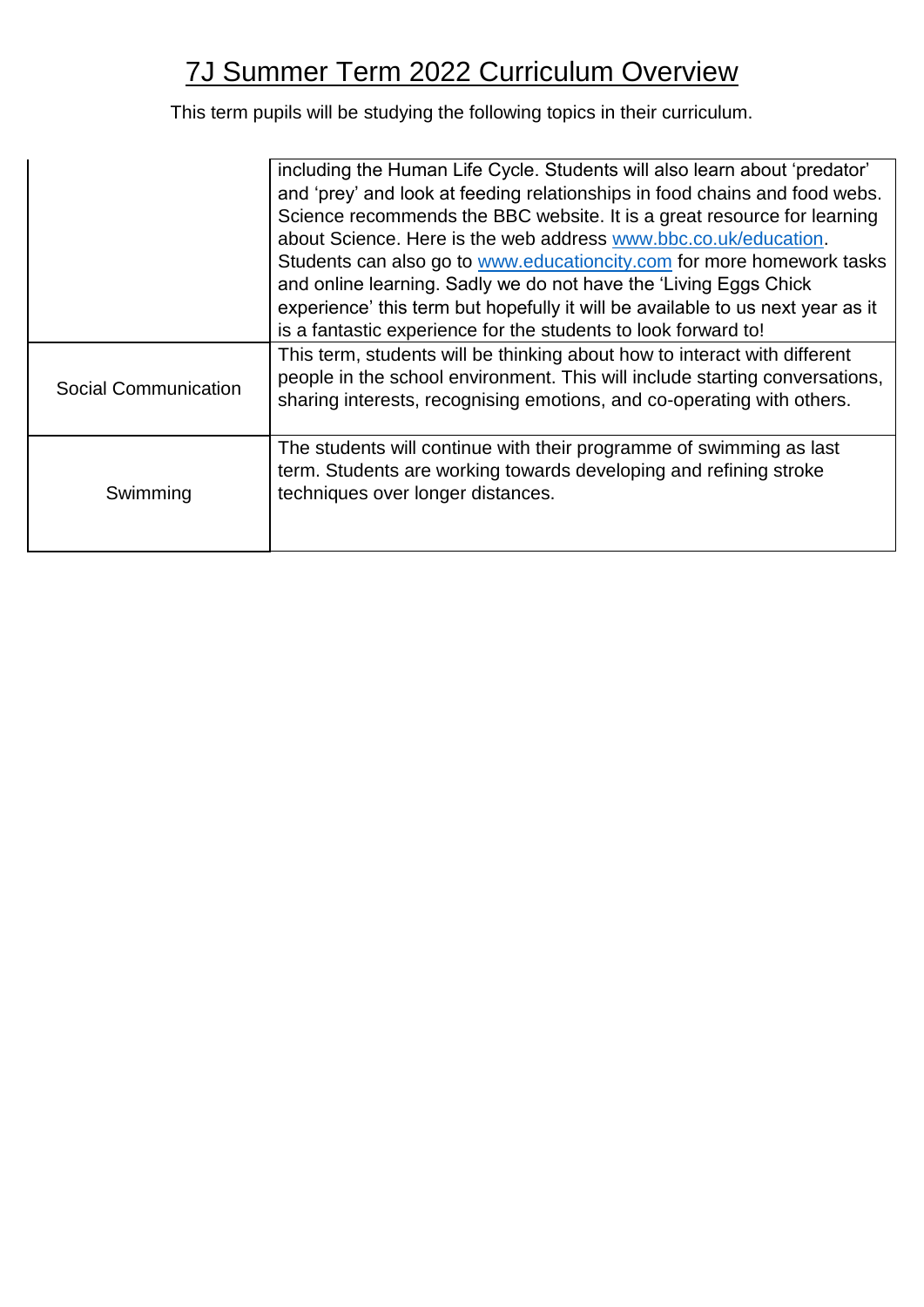# 7J Summer Term 2022 Curriculum Overview

This term pupils will be studying the following topics in their curriculum.

| | |
|---|---|
| | including the Human Life Cycle. Students will also learn about 'predator' and 'prey' and look at feeding relationships in food chains and food webs. Science recommends the BBC website. It is a great resource for learning about Science. Here is the web address [www.bbc.co.uk/education](www.bbc.co.uk/education). Students can also go to [www.educationcity.com](www.educationcity.com) for more homework tasks and online learning. Sadly we do not have the 'Living Eggs Chick experience' this term but hopefully it will be available to us next year as it is a fantastic experience for the students to look forward to! |
| Social Communication | This term, students will be thinking about how to interact with different people in the school environment. This will include starting conversations, sharing interests, recognising emotions, and co-operating with others. |
| Swimming | The students will continue with their programme of swimming as last term. Students are working towards developing and refining stroke techniques over longer distances. |